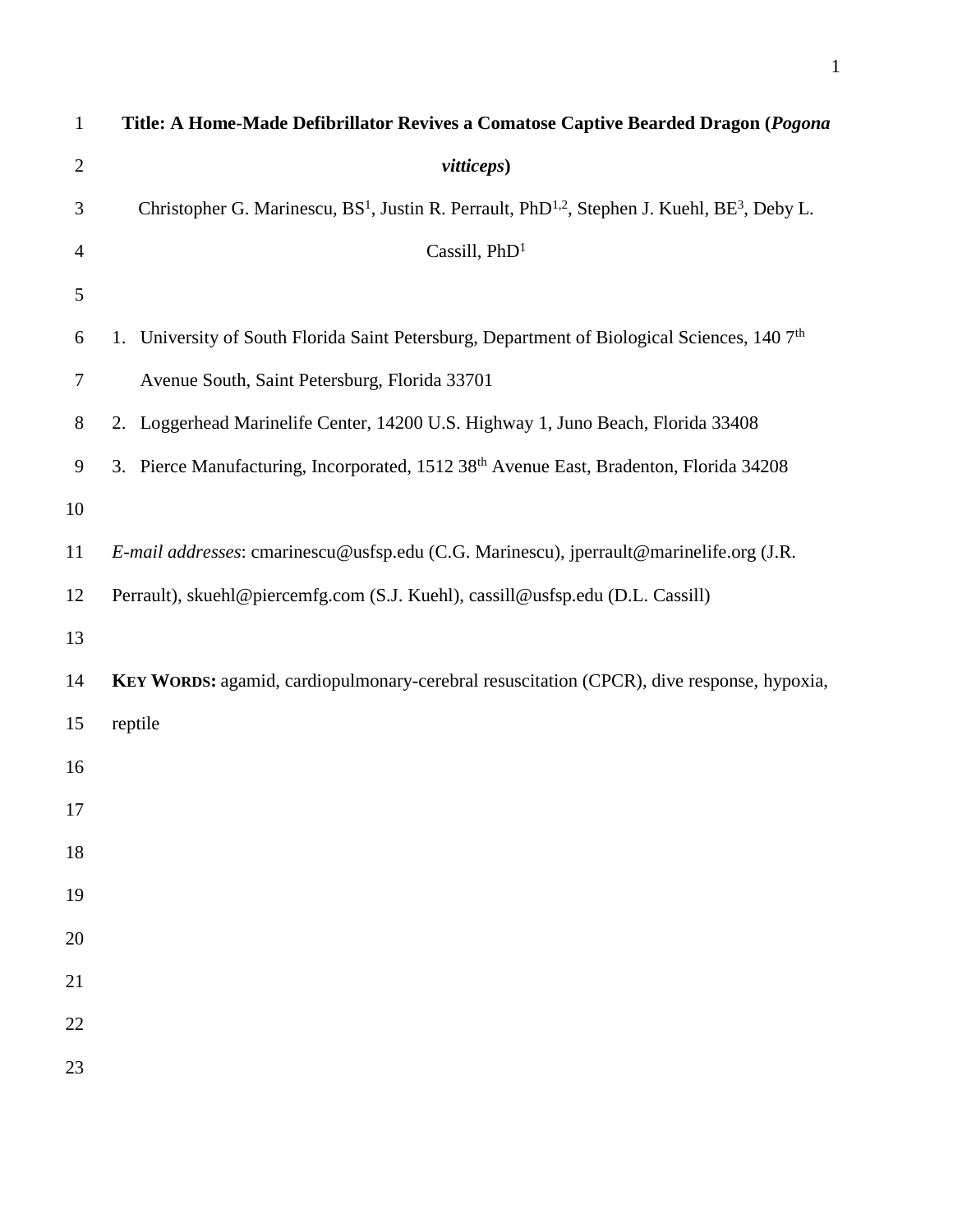# Title: A Home-Made Defibrillator Revives a Comatose Captive Bearded Dragon (*Pogona vitticeps*)

Christopher G. Marinescu, BS[1], Justin R. Perrault, PhD[1,2], Stephen J. Kuehl, BE[3], Deby L. Cassill, PhD[1]

1. University of South Florida Saint Petersburg, Department of Biological Sciences, 140 7th Avenue South, Saint Petersburg, Florida 33701
2. Loggerhead Marinelife Center, 14200 U.S. Highway 1, Juno Beach, Florida 33408
3. Pierce Manufacturing, Incorporated, 1512 38th Avenue East, Bradenton, Florida 34208

*E-mail addresses*: cmarinescu@usfsp.edu (C.G. Marinescu), jperrault@marinelife.org (J.R. Perrault), skuehl@piercemfg.com (S.J. Kuehl), cassill@usfsp.edu (D.L. Cassill)

**KEY WORDS:** agamid, cardiopulmonary-cerebral resuscitation (CPCR), dive response, hypoxia, reptile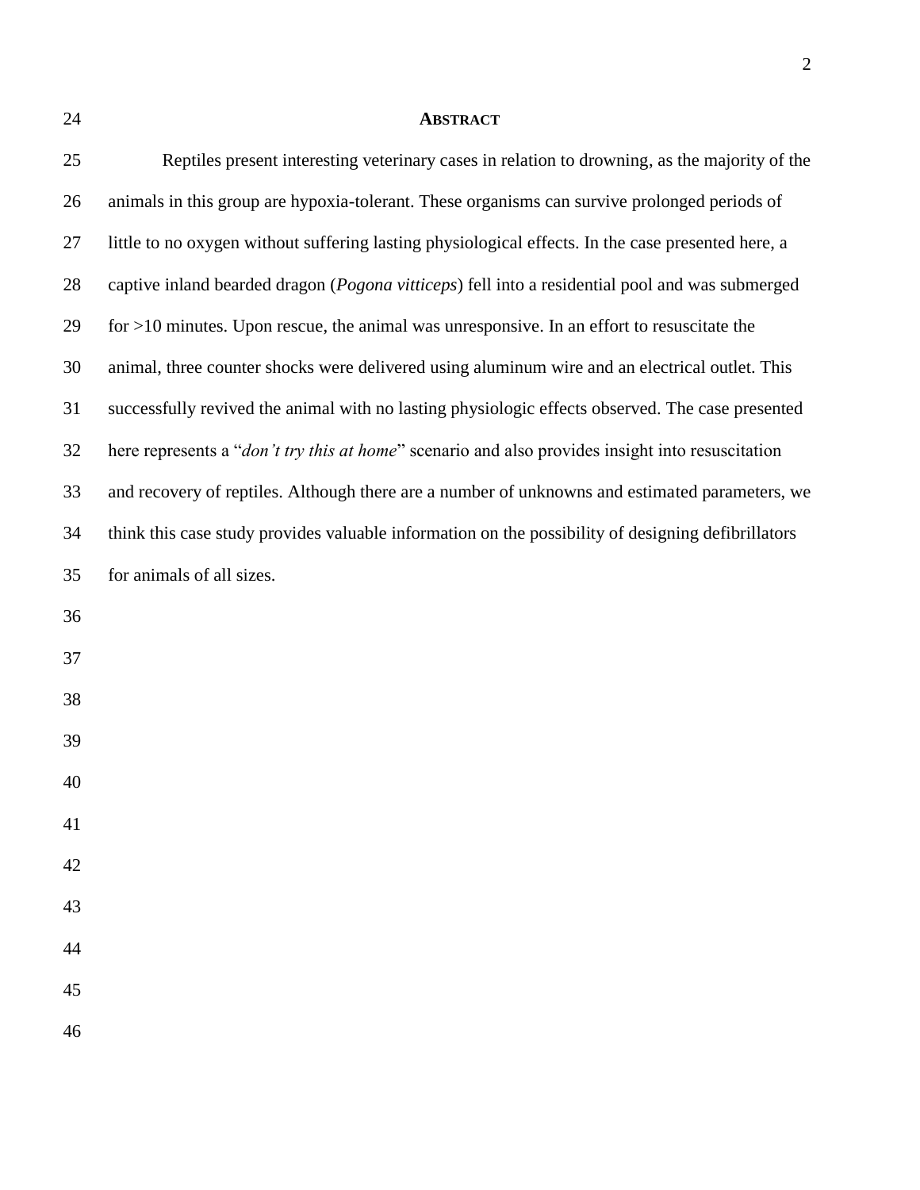## ABSTRACT

Reptiles present interesting veterinary cases in relation to drowning, as the majority of the animals in this group are hypoxia-tolerant. These organisms can survive prolonged periods of little to no oxygen without suffering lasting physiological effects. In the case presented here, a captive inland bearded dragon (*Pogona vitticeps*) fell into a residential pool and was submerged for >10 minutes. Upon rescue, the animal was unresponsive. In an effort to resuscitate the animal, three counter shocks were delivered using aluminum wire and an electrical outlet. This successfully revived the animal with no lasting physiologic effects observed. The case presented here represents a "*don't try this at home*" scenario and also provides insight into resuscitation and recovery of reptiles. Although there are a number of unknowns and estimated parameters, we think this case study provides valuable information on the possibility of designing defibrillators for animals of all sizes.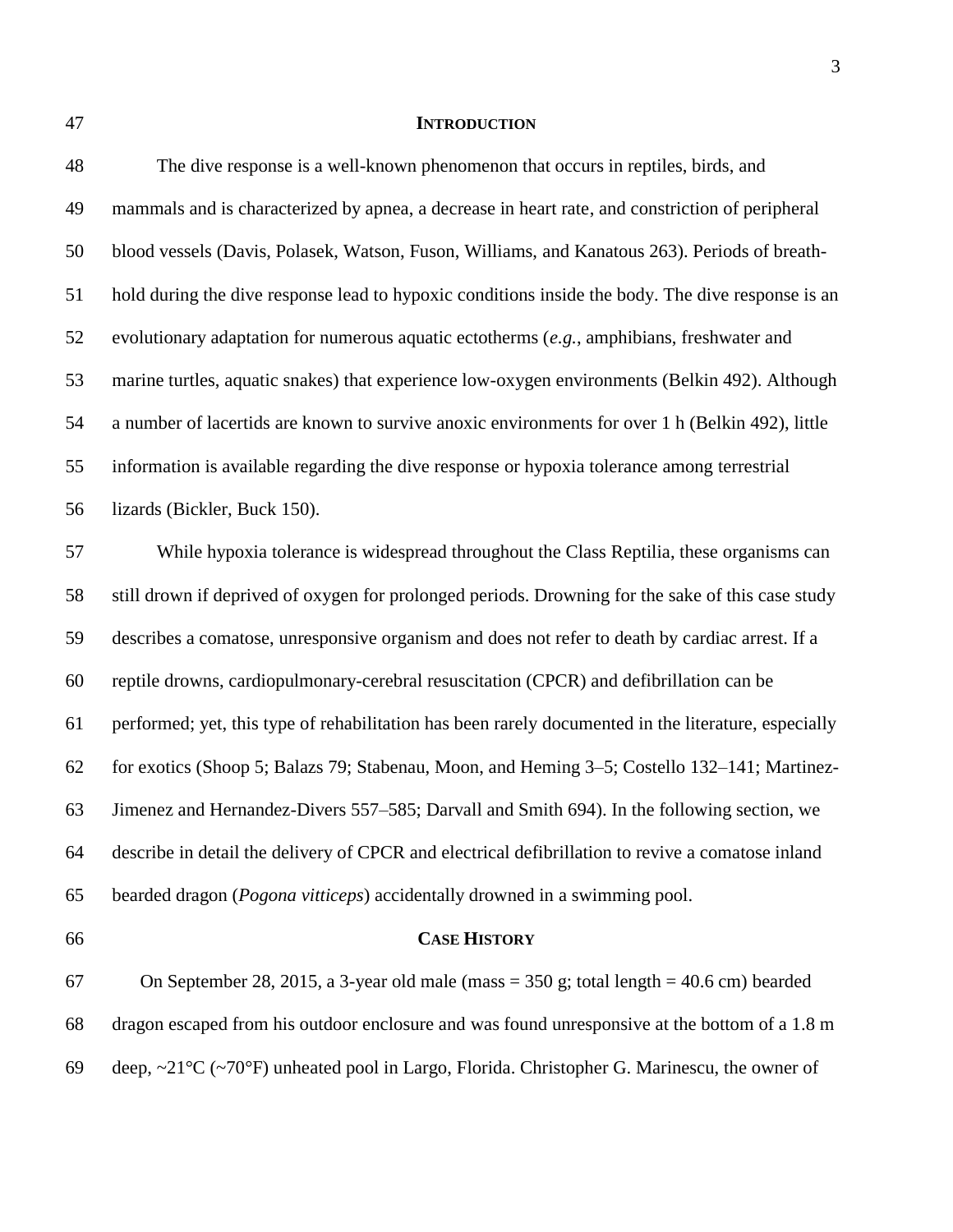## INTRODUCTION

The dive response is a well-known phenomenon that occurs in reptiles, birds, and mammals and is characterized by apnea, a decrease in heart rate, and constriction of peripheral blood vessels (Davis, Polasek, Watson, Fuson, Williams, and Kanatous 263). Periods of breath-hold during the dive response lead to hypoxic conditions inside the body. The dive response is an evolutionary adaptation for numerous aquatic ectotherms (*e.g.*, amphibians, freshwater and marine turtles, aquatic snakes) that experience low-oxygen environments (Belkin 492). Although a number of lacertids are known to survive anoxic environments for over 1 h (Belkin 492), little information is available regarding the dive response or hypoxia tolerance among terrestrial lizards (Bickler, Buck 150).

While hypoxia tolerance is widespread throughout the Class Reptilia, these organisms can still drown if deprived of oxygen for prolonged periods. Drowning for the sake of this case study describes a comatose, unresponsive organism and does not refer to death by cardiac arrest. If a reptile drowns, cardiopulmonary-cerebral resuscitation (CPCR) and defibrillation can be performed; yet, this type of rehabilitation has been rarely documented in the literature, especially for exotics (Shoop 5; Balazs 79; Stabenau, Moon, and Heming 3–5; Costello 132–141; Martinez-Jimenez and Hernandez-Divers 557–585; Darvall and Smith 694). In the following section, we describe in detail the delivery of CPCR and electrical defibrillation to revive a comatose inland bearded dragon (*Pogona vitticeps*) accidentally drowned in a swimming pool.

## CASE HISTORY

On September 28, 2015, a 3-year old male (mass = 350 g; total length = 40.6 cm) bearded dragon escaped from his outdoor enclosure and was found unresponsive at the bottom of a 1.8 m deep, ~21°C (~70°F) unheated pool in Largo, Florida. Christopher G. Marinescu, the owner of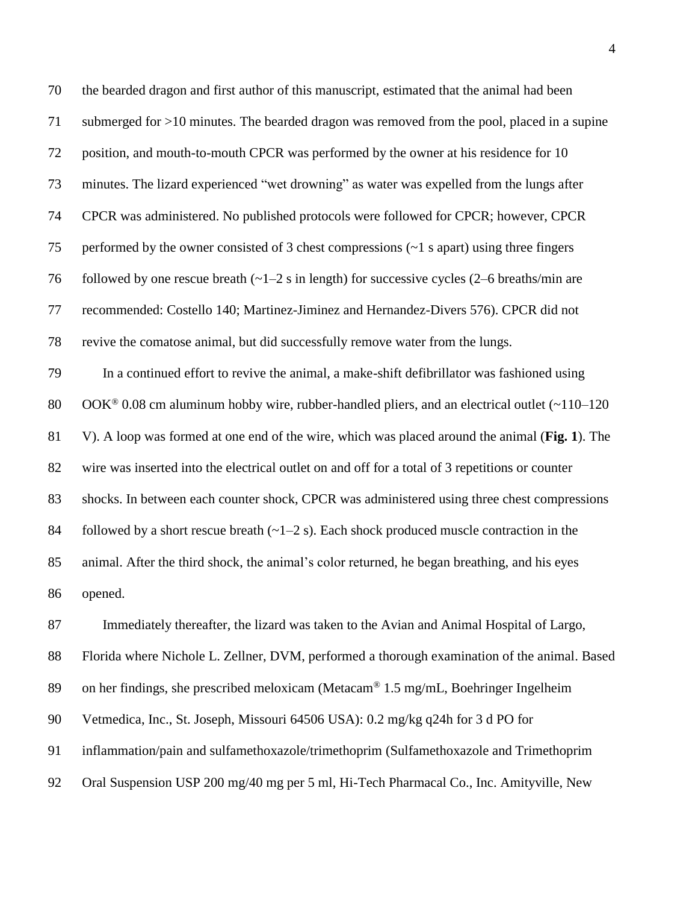the bearded dragon and first author of this manuscript, estimated that the animal had been submerged for >10 minutes. The bearded dragon was removed from the pool, placed in a supine position, and mouth-to-mouth CPCR was performed by the owner at his residence for 10 minutes. The lizard experienced "wet drowning" as water was expelled from the lungs after CPCR was administered. No published protocols were followed for CPCR; however, CPCR performed by the owner consisted of 3 chest compressions (~1 s apart) using three fingers followed by one rescue breath (~1–2 s in length) for successive cycles (2–6 breaths/min are recommended: Costello 140; Martinez-Jiminez and Hernandez-Divers 576). CPCR did not revive the comatose animal, but did successfully remove water from the lungs.

In a continued effort to revive the animal, a make-shift defibrillator was fashioned using OOK® 0.08 cm aluminum hobby wire, rubber-handled pliers, and an electrical outlet (~110–120 V). A loop was formed at one end of the wire, which was placed around the animal (**Fig. 1**). The wire was inserted into the electrical outlet on and off for a total of 3 repetitions or counter shocks. In between each counter shock, CPCR was administered using three chest compressions followed by a short rescue breath (~1–2 s). Each shock produced muscle contraction in the animal. After the third shock, the animal's color returned, he began breathing, and his eyes opened.

Immediately thereafter, the lizard was taken to the Avian and Animal Hospital of Largo, Florida where Nichole L. Zellner, DVM, performed a thorough examination of the animal. Based on her findings, she prescribed meloxicam (Metacam® 1.5 mg/mL, Boehringer Ingelheim Vetmedica, Inc., St. Joseph, Missouri 64506 USA): 0.2 mg/kg q24h for 3 d PO for inflammation/pain and sulfamethoxazole/trimethoprim (Sulfamethoxazole and Trimethoprim Oral Suspension USP 200 mg/40 mg per 5 ml, Hi-Tech Pharmacal Co., Inc. Amityville, New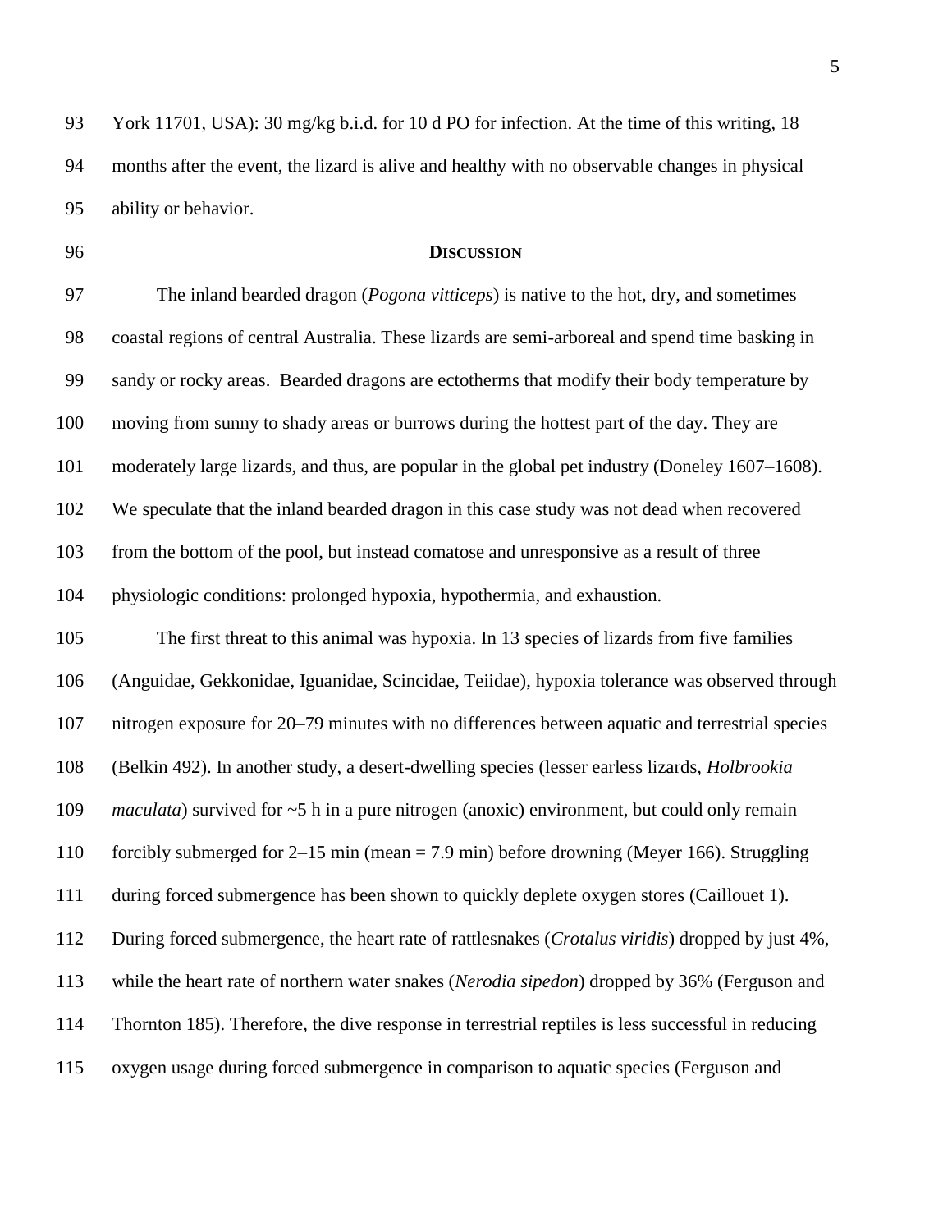York 11701, USA): 30 mg/kg b.i.d. for 10 d PO for infection. At the time of this writing, 18 months after the event, the lizard is alive and healthy with no observable changes in physical ability or behavior.

## DISCUSSION

The inland bearded dragon (*Pogona vitticeps*) is native to the hot, dry, and sometimes coastal regions of central Australia. These lizards are semi-arboreal and spend time basking in sandy or rocky areas. Bearded dragons are ectotherms that modify their body temperature by moving from sunny to shady areas or burrows during the hottest part of the day. They are moderately large lizards, and thus, are popular in the global pet industry (Doneley 1607–1608). We speculate that the inland bearded dragon in this case study was not dead when recovered from the bottom of the pool, but instead comatose and unresponsive as a result of three physiologic conditions: prolonged hypoxia, hypothermia, and exhaustion.

The first threat to this animal was hypoxia. In 13 species of lizards from five families (Anguidae, Gekkonidae, Iguanidae, Scincidae, Teiidae), hypoxia tolerance was observed through nitrogen exposure for 20–79 minutes with no differences between aquatic and terrestrial species (Belkin 492). In another study, a desert-dwelling species (lesser earless lizards, *Holbrookia maculata*) survived for ~5 h in a pure nitrogen (anoxic) environment, but could only remain forcibly submerged for 2–15 min (mean = 7.9 min) before drowning (Meyer 166). Struggling during forced submergence has been shown to quickly deplete oxygen stores (Caillouet 1). During forced submergence, the heart rate of rattlesnakes (*Crotalus viridis*) dropped by just 4%, while the heart rate of northern water snakes (*Nerodia sipedon*) dropped by 36% (Ferguson and Thornton 185). Therefore, the dive response in terrestrial reptiles is less successful in reducing oxygen usage during forced submergence in comparison to aquatic species (Ferguson and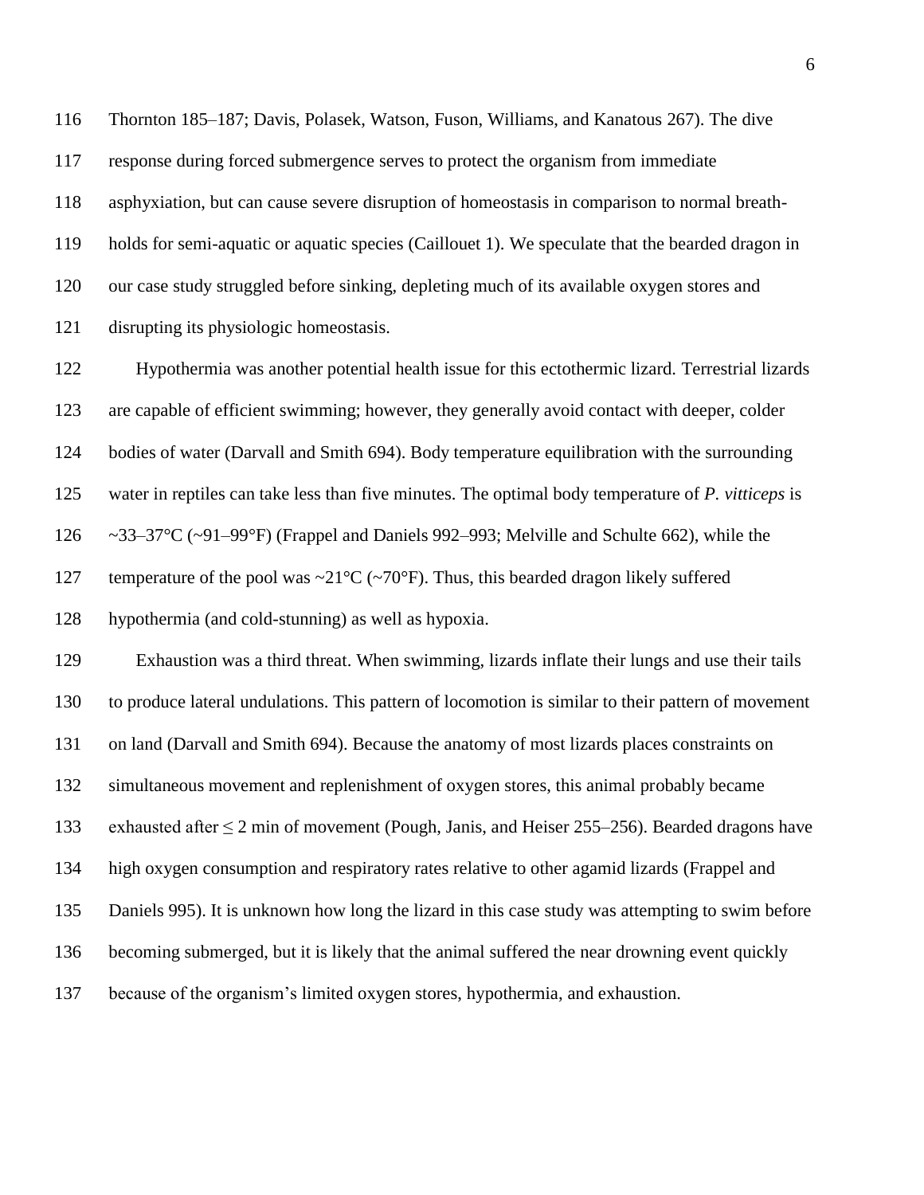Thornton 185–187; Davis, Polasek, Watson, Fuson, Williams, and Kanatous 267). The dive response during forced submergence serves to protect the organism from immediate asphyxiation, but can cause severe disruption of homeostasis in comparison to normal breath-holds for semi-aquatic or aquatic species (Caillouet 1). We speculate that the bearded dragon in our case study struggled before sinking, depleting much of its available oxygen stores and disrupting its physiologic homeostasis.

Hypothermia was another potential health issue for this ectothermic lizard. Terrestrial lizards are capable of efficient swimming; however, they generally avoid contact with deeper, colder bodies of water (Darvall and Smith 694). Body temperature equilibration with the surrounding water in reptiles can take less than five minutes. The optimal body temperature of *P. vitticeps* is ~33–37°C (~91–99°F) (Frappel and Daniels 992–993; Melville and Schulte 662), while the temperature of the pool was ~21°C (~70°F). Thus, this bearded dragon likely suffered hypothermia (and cold-stunning) as well as hypoxia.

Exhaustion was a third threat. When swimming, lizards inflate their lungs and use their tails to produce lateral undulations. This pattern of locomotion is similar to their pattern of movement on land (Darvall and Smith 694). Because the anatomy of most lizards places constraints on simultaneous movement and replenishment of oxygen stores, this animal probably became exhausted after ≤ 2 min of movement (Pough, Janis, and Heiser 255–256). Bearded dragons have high oxygen consumption and respiratory rates relative to other agamid lizards (Frappel and Daniels 995). It is unknown how long the lizard in this case study was attempting to swim before becoming submerged, but it is likely that the animal suffered the near drowning event quickly because of the organism's limited oxygen stores, hypothermia, and exhaustion.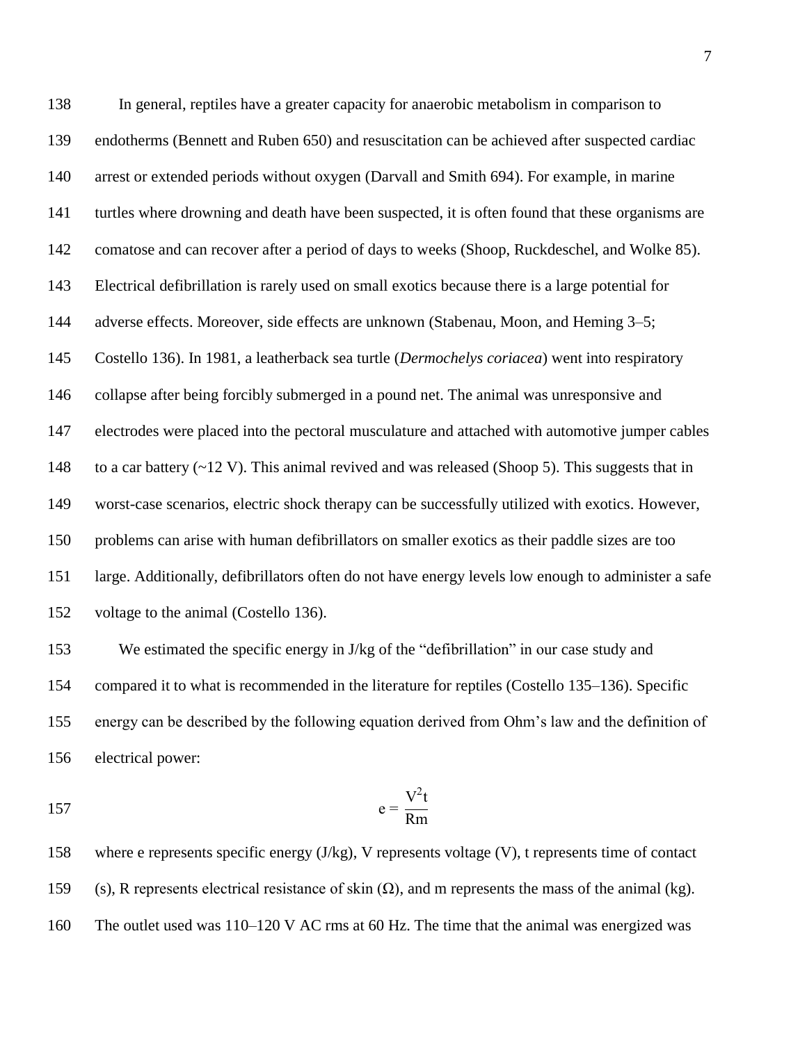In general, reptiles have a greater capacity for anaerobic metabolism in comparison to endotherms (Bennett and Ruben 650) and resuscitation can be achieved after suspected cardiac arrest or extended periods without oxygen (Darvall and Smith 694). For example, in marine turtles where drowning and death have been suspected, it is often found that these organisms are comatose and can recover after a period of days to weeks (Shoop, Ruckdeschel, and Wolke 85). Electrical defibrillation is rarely used on small exotics because there is a large potential for adverse effects. Moreover, side effects are unknown (Stabenau, Moon, and Heming 3–5; Costello 136). In 1981, a leatherback sea turtle (*Dermochelys coriacea*) went into respiratory collapse after being forcibly submerged in a pound net. The animal was unresponsive and electrodes were placed into the pectoral musculature and attached with automotive jumper cables to a car battery (~12 V). This animal revived and was released (Shoop 5). This suggests that in worst-case scenarios, electric shock therapy can be successfully utilized with exotics. However, problems can arise with human defibrillators on smaller exotics as their paddle sizes are too large. Additionally, defibrillators often do not have energy levels low enough to administer a safe voltage to the animal (Costello 136).

We estimated the specific energy in J/kg of the "defibrillation" in our case study and compared it to what is recommended in the literature for reptiles (Costello 135–136). Specific energy can be described by the following equation derived from Ohm's law and the definition of electrical power:

$$e = \frac{V^2 t}{Rm}$$

where e represents specific energy (J/kg), V represents voltage (V), t represents time of contact (s), R represents electrical resistance of skin (Ω), and m represents the mass of the animal (kg). The outlet used was 110–120 V AC rms at 60 Hz. The time that the animal was energized was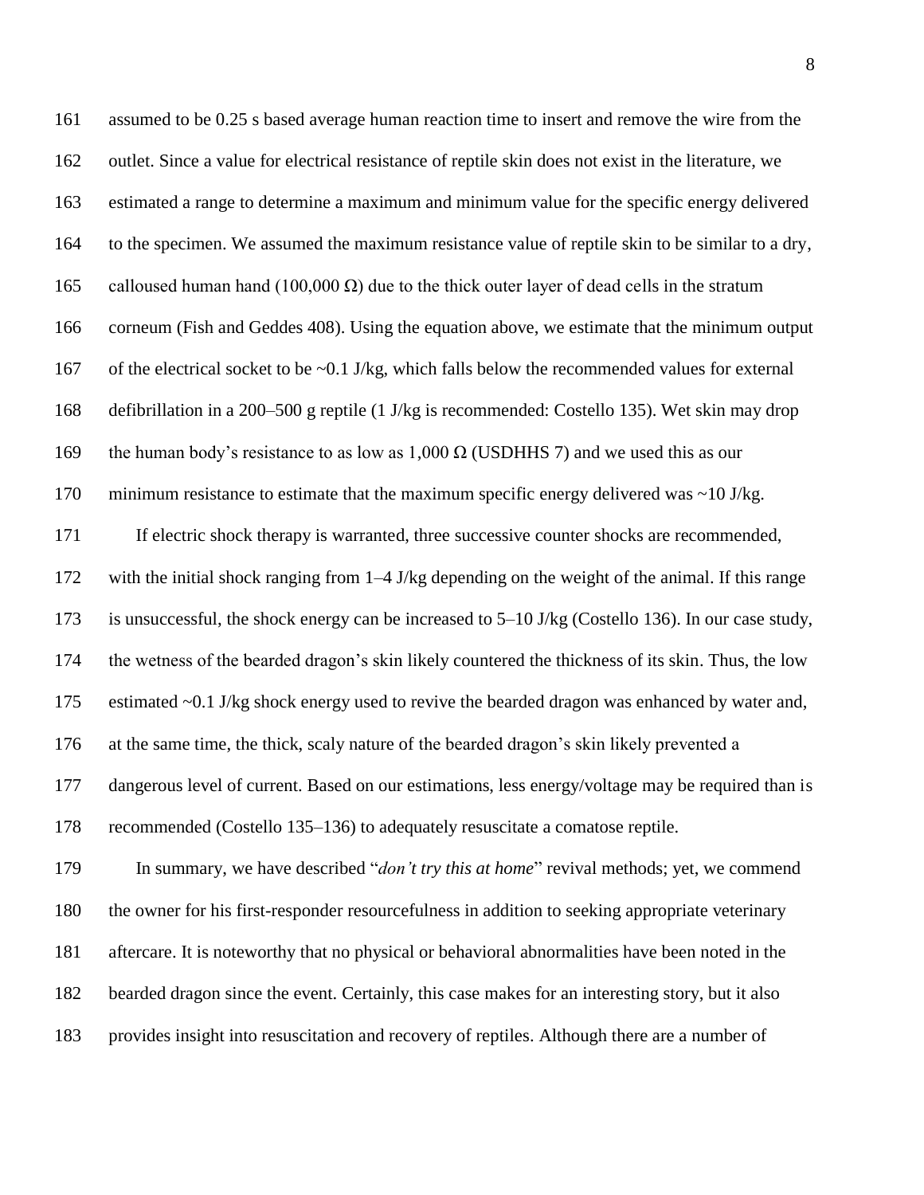assumed to be 0.25 s based average human reaction time to insert and remove the wire from the outlet. Since a value for electrical resistance of reptile skin does not exist in the literature, we estimated a range to determine a maximum and minimum value for the specific energy delivered to the specimen. We assumed the maximum resistance value of reptile skin to be similar to a dry, calloused human hand (100,000 Ω) due to the thick outer layer of dead cells in the stratum corneum (Fish and Geddes 408). Using the equation above, we estimate that the minimum output of the electrical socket to be ~0.1 J/kg, which falls below the recommended values for external defibrillation in a 200–500 g reptile (1 J/kg is recommended: Costello 135). Wet skin may drop the human body's resistance to as low as 1,000 Ω (USDHHS 7) and we used this as our minimum resistance to estimate that the maximum specific energy delivered was ~10 J/kg.

If electric shock therapy is warranted, three successive counter shocks are recommended, with the initial shock ranging from 1–4 J/kg depending on the weight of the animal. If this range is unsuccessful, the shock energy can be increased to 5–10 J/kg (Costello 136). In our case study, the wetness of the bearded dragon's skin likely countered the thickness of its skin. Thus, the low estimated ~0.1 J/kg shock energy used to revive the bearded dragon was enhanced by water and, at the same time, the thick, scaly nature of the bearded dragon's skin likely prevented a dangerous level of current. Based on our estimations, less energy/voltage may be required than is recommended (Costello 135–136) to adequately resuscitate a comatose reptile.

In summary, we have described "*don't try this at home*" revival methods; yet, we commend the owner for his first-responder resourcefulness in addition to seeking appropriate veterinary aftercare. It is noteworthy that no physical or behavioral abnormalities have been noted in the bearded dragon since the event. Certainly, this case makes for an interesting story, but it also provides insight into resuscitation and recovery of reptiles. Although there are a number of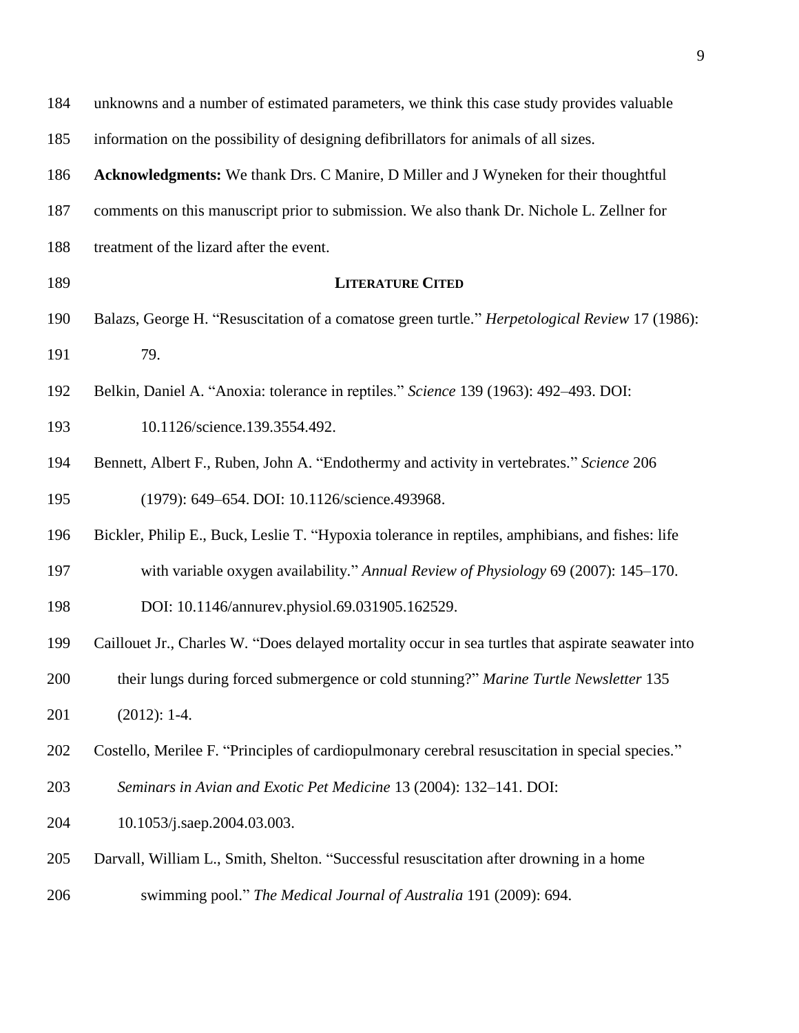unknowns and a number of estimated parameters, we think this case study provides valuable information on the possibility of designing defibrillators for animals of all sizes.

**Acknowledgments:** We thank Drs. C Manire, D Miller and J Wyneken for their thoughtful comments on this manuscript prior to submission. We also thank Dr. Nichole L. Zellner for treatment of the lizard after the event.

## LITERATURE CITED

Balazs, George H. "Resuscitation of a comatose green turtle." *Herpetological Review* 17 (1986): 79.

Belkin, Daniel A. "Anoxia: tolerance in reptiles." *Science* 139 (1963): 492–493. DOI: 10.1126/science.139.3554.492.

Bennett, Albert F., Ruben, John A. "Endothermy and activity in vertebrates." *Science* 206 (1979): 649–654. DOI: 10.1126/science.493968.

Bickler, Philip E., Buck, Leslie T. "Hypoxia tolerance in reptiles, amphibians, and fishes: life with variable oxygen availability." *Annual Review of Physiology* 69 (2007): 145–170. DOI: 10.1146/annurev.physiol.69.031905.162529.

Caillouet Jr., Charles W. "Does delayed mortality occur in sea turtles that aspirate seawater into their lungs during forced submergence or cold stunning?" *Marine Turtle Newsletter* 135 (2012): 1-4.

Costello, Merilee F. "Principles of cardiopulmonary cerebral resuscitation in special species." *Seminars in Avian and Exotic Pet Medicine* 13 (2004): 132–141. DOI: 10.1053/j.saep.2004.03.003.

Darvall, William L., Smith, Shelton. "Successful resuscitation after drowning in a home swimming pool." *The Medical Journal of Australia* 191 (2009): 694.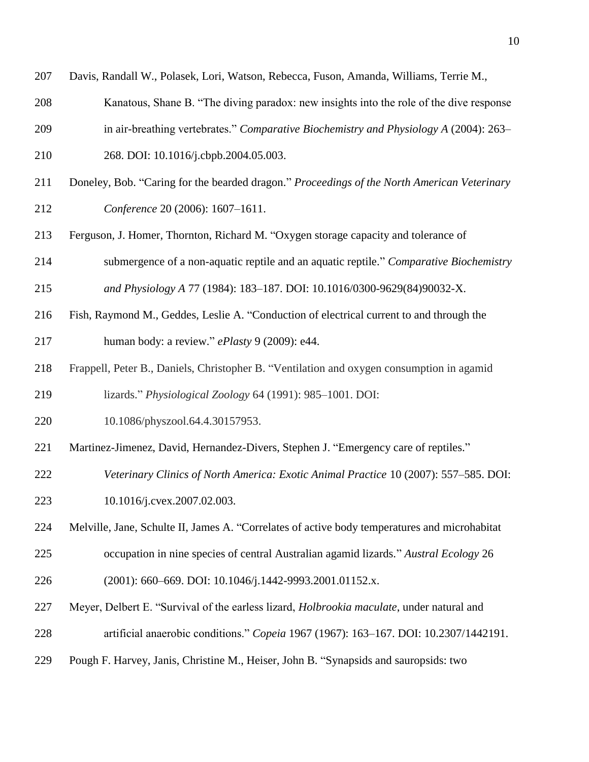Davis, Randall W., Polasek, Lori, Watson, Rebecca, Fuson, Amanda, Williams, Terrie M., Kanatous, Shane B. "The diving paradox: new insights into the role of the dive response in air-breathing vertebrates." *Comparative Biochemistry and Physiology A* (2004): 263–268. DOI: 10.1016/j.cbpb.2004.05.003.

Doneley, Bob. "Caring for the bearded dragon." *Proceedings of the North American Veterinary Conference* 20 (2006): 1607–1611.

Ferguson, J. Homer, Thornton, Richard M. "Oxygen storage capacity and tolerance of submergence of a non-aquatic reptile and an aquatic reptile." *Comparative Biochemistry and Physiology A* 77 (1984): 183–187. DOI: 10.1016/0300-9629(84)90032-X.

Fish, Raymond M., Geddes, Leslie A. "Conduction of electrical current to and through the human body: a review." *ePlasty* 9 (2009): e44.

Frappell, Peter B., Daniels, Christopher B. "Ventilation and oxygen consumption in agamid lizards." *Physiological Zoology* 64 (1991): 985–1001. DOI: 10.1086/physzool.64.4.30157953.

Martinez-Jimenez, David, Hernandez-Divers, Stephen J. "Emergency care of reptiles." *Veterinary Clinics of North America: Exotic Animal Practice* 10 (2007): 557–585. DOI: 10.1016/j.cvex.2007.02.003.

Melville, Jane, Schulte II, James A. "Correlates of active body temperatures and microhabitat occupation in nine species of central Australian agamid lizards." *Austral Ecology* 26 (2001): 660–669. DOI: 10.1046/j.1442-9993.2001.01152.x.

Meyer, Delbert E. "Survival of the earless lizard, *Holbrookia maculate*, under natural and artificial anaerobic conditions." *Copeia* 1967 (1967): 163–167. DOI: 10.2307/1442191.

Pough F. Harvey, Janis, Christine M., Heiser, John B. "Synapsids and sauropsids: two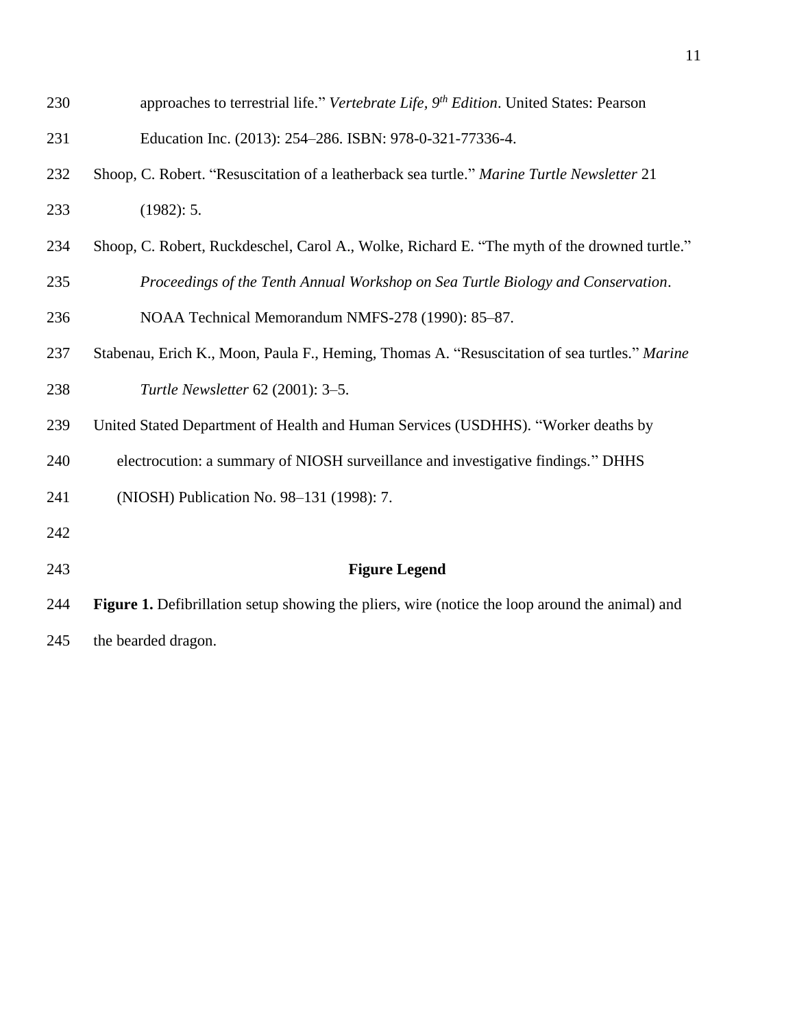approaches to terrestrial life." *Vertebrate Life, 9th Edition*. United States: Pearson Education Inc. (2013): 254–286. ISBN: 978-0-321-77336-4.

Shoop, C. Robert. "Resuscitation of a leatherback sea turtle." *Marine Turtle Newsletter* 21 (1982): 5.

Shoop, C. Robert, Ruckdeschel, Carol A., Wolke, Richard E. "The myth of the drowned turtle." *Proceedings of the Tenth Annual Workshop on Sea Turtle Biology and Conservation*. NOAA Technical Memorandum NMFS-278 (1990): 85–87.

Stabenau, Erich K., Moon, Paula F., Heming, Thomas A. "Resuscitation of sea turtles." *Marine Turtle Newsletter* 62 (2001): 3–5.

United Stated Department of Health and Human Services (USDHHS). "Worker deaths by electrocution: a summary of NIOSH surveillance and investigative findings." DHHS (NIOSH) Publication No. 98–131 (1998): 7.

## Figure Legend

**Figure 1.** Defibrillation setup showing the pliers, wire (notice the loop around the animal) and the bearded dragon.